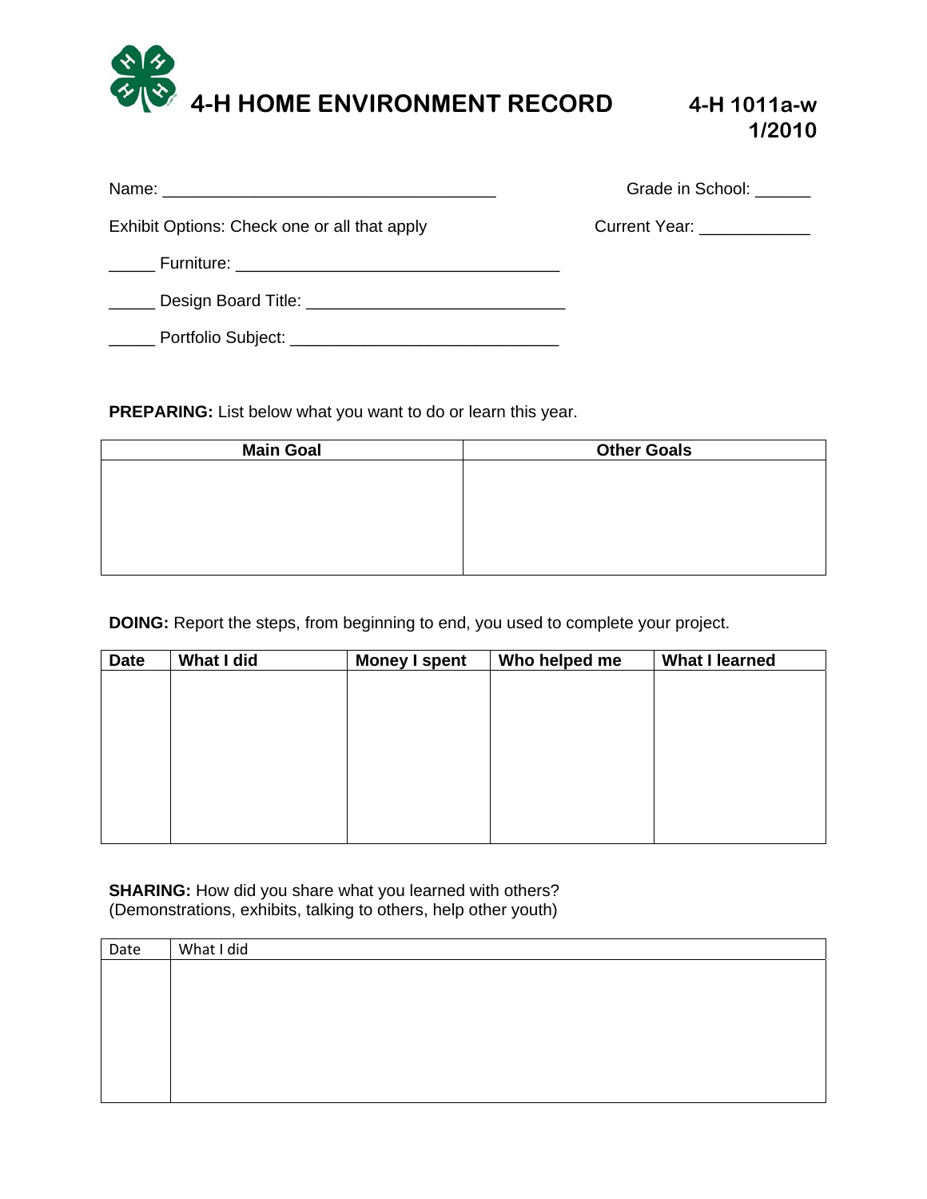# 4-H HOME ENVIRONMENT RECORD

**4-H 1011a-w**
**1/2010**

Name: ___________________________________ Grade in School: ______

Exhibit Options: Check one or all that apply Current Year: ____________

_____ Furniture: ___________________________________

_____ Design Board Title: ___________________________

_____ Portfolio Subject: ____________________________

**PREPARING:** List below what you want to do or learn this year.

| Main Goal | Other Goals |
|---|---|
| | |

**DOING:** Report the steps, from beginning to end, you used to complete your project.

| Date | What I did | Money I spent | Who helped me | What I learned |
|---|---|---|---|---|
| | | | | |

**SHARING:** How did you share what you learned with others?
(Demonstrations, exhibits, talking to others, help other youth)

| Date | What I did |
|---|---|
| | |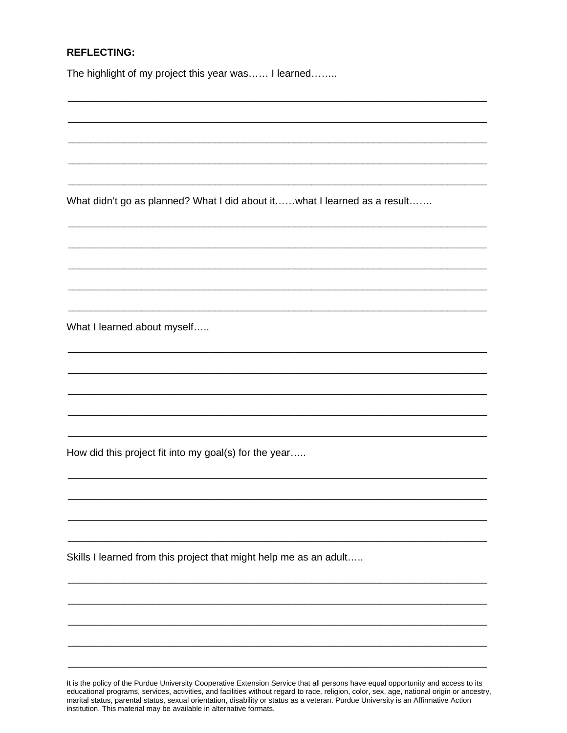**REFLECTING:**

The highlight of my project this year was…… I learned……..

\_\_\_\_\_\_\_\_\_\_\_\_\_\_\_\_\_\_\_\_\_\_\_\_\_\_\_\_\_\_\_\_\_\_\_\_\_\_\_\_\_\_\_\_\_\_\_\_\_\_\_\_\_\_\_\_\_\_\_\_\_\_\_\_\_\_\_\_\_\_

\_\_\_\_\_\_\_\_\_\_\_\_\_\_\_\_\_\_\_\_\_\_\_\_\_\_\_\_\_\_\_\_\_\_\_\_\_\_\_\_\_\_\_\_\_\_\_\_\_\_\_\_\_\_\_\_\_\_\_\_\_\_\_\_\_\_\_\_\_\_

\_\_\_\_\_\_\_\_\_\_\_\_\_\_\_\_\_\_\_\_\_\_\_\_\_\_\_\_\_\_\_\_\_\_\_\_\_\_\_\_\_\_\_\_\_\_\_\_\_\_\_\_\_\_\_\_\_\_\_\_\_\_\_\_\_\_\_\_\_\_

\_\_\_\_\_\_\_\_\_\_\_\_\_\_\_\_\_\_\_\_\_\_\_\_\_\_\_\_\_\_\_\_\_\_\_\_\_\_\_\_\_\_\_\_\_\_\_\_\_\_\_\_\_\_\_\_\_\_\_\_\_\_\_\_\_\_\_\_\_\_

\_\_\_\_\_\_\_\_\_\_\_\_\_\_\_\_\_\_\_\_\_\_\_\_\_\_\_\_\_\_\_\_\_\_\_\_\_\_\_\_\_\_\_\_\_\_\_\_\_\_\_\_\_\_\_\_\_\_\_\_\_\_\_\_\_\_\_\_\_\_

What didn't go as planned? What I did about it……what I learned as a result…….

\_\_\_\_\_\_\_\_\_\_\_\_\_\_\_\_\_\_\_\_\_\_\_\_\_\_\_\_\_\_\_\_\_\_\_\_\_\_\_\_\_\_\_\_\_\_\_\_\_\_\_\_\_\_\_\_\_\_\_\_\_\_\_\_\_\_\_\_\_\_

\_\_\_\_\_\_\_\_\_\_\_\_\_\_\_\_\_\_\_\_\_\_\_\_\_\_\_\_\_\_\_\_\_\_\_\_\_\_\_\_\_\_\_\_\_\_\_\_\_\_\_\_\_\_\_\_\_\_\_\_\_\_\_\_\_\_\_\_\_\_

\_\_\_\_\_\_\_\_\_\_\_\_\_\_\_\_\_\_\_\_\_\_\_\_\_\_\_\_\_\_\_\_\_\_\_\_\_\_\_\_\_\_\_\_\_\_\_\_\_\_\_\_\_\_\_\_\_\_\_\_\_\_\_\_\_\_\_\_\_\_

\_\_\_\_\_\_\_\_\_\_\_\_\_\_\_\_\_\_\_\_\_\_\_\_\_\_\_\_\_\_\_\_\_\_\_\_\_\_\_\_\_\_\_\_\_\_\_\_\_\_\_\_\_\_\_\_\_\_\_\_\_\_\_\_\_\_\_\_\_\_

\_\_\_\_\_\_\_\_\_\_\_\_\_\_\_\_\_\_\_\_\_\_\_\_\_\_\_\_\_\_\_\_\_\_\_\_\_\_\_\_\_\_\_\_\_\_\_\_\_\_\_\_\_\_\_\_\_\_\_\_\_\_\_\_\_\_\_\_\_\_

What I learned about myself…..

\_\_\_\_\_\_\_\_\_\_\_\_\_\_\_\_\_\_\_\_\_\_\_\_\_\_\_\_\_\_\_\_\_\_\_\_\_\_\_\_\_\_\_\_\_\_\_\_\_\_\_\_\_\_\_\_\_\_\_\_\_\_\_\_\_\_\_\_\_\_

\_\_\_\_\_\_\_\_\_\_\_\_\_\_\_\_\_\_\_\_\_\_\_\_\_\_\_\_\_\_\_\_\_\_\_\_\_\_\_\_\_\_\_\_\_\_\_\_\_\_\_\_\_\_\_\_\_\_\_\_\_\_\_\_\_\_\_\_\_\_

\_\_\_\_\_\_\_\_\_\_\_\_\_\_\_\_\_\_\_\_\_\_\_\_\_\_\_\_\_\_\_\_\_\_\_\_\_\_\_\_\_\_\_\_\_\_\_\_\_\_\_\_\_\_\_\_\_\_\_\_\_\_\_\_\_\_\_\_\_\_

\_\_\_\_\_\_\_\_\_\_\_\_\_\_\_\_\_\_\_\_\_\_\_\_\_\_\_\_\_\_\_\_\_\_\_\_\_\_\_\_\_\_\_\_\_\_\_\_\_\_\_\_\_\_\_\_\_\_\_\_\_\_\_\_\_\_\_\_\_\_

\_\_\_\_\_\_\_\_\_\_\_\_\_\_\_\_\_\_\_\_\_\_\_\_\_\_\_\_\_\_\_\_\_\_\_\_\_\_\_\_\_\_\_\_\_\_\_\_\_\_\_\_\_\_\_\_\_\_\_\_\_\_\_\_\_\_\_\_\_\_

How did this project fit into my goal(s) for the year…..

\_\_\_\_\_\_\_\_\_\_\_\_\_\_\_\_\_\_\_\_\_\_\_\_\_\_\_\_\_\_\_\_\_\_\_\_\_\_\_\_\_\_\_\_\_\_\_\_\_\_\_\_\_\_\_\_\_\_\_\_\_\_\_\_\_\_\_\_\_\_

\_\_\_\_\_\_\_\_\_\_\_\_\_\_\_\_\_\_\_\_\_\_\_\_\_\_\_\_\_\_\_\_\_\_\_\_\_\_\_\_\_\_\_\_\_\_\_\_\_\_\_\_\_\_\_\_\_\_\_\_\_\_\_\_\_\_\_\_\_\_

\_\_\_\_\_\_\_\_\_\_\_\_\_\_\_\_\_\_\_\_\_\_\_\_\_\_\_\_\_\_\_\_\_\_\_\_\_\_\_\_\_\_\_\_\_\_\_\_\_\_\_\_\_\_\_\_\_\_\_\_\_\_\_\_\_\_\_\_\_\_

\_\_\_\_\_\_\_\_\_\_\_\_\_\_\_\_\_\_\_\_\_\_\_\_\_\_\_\_\_\_\_\_\_\_\_\_\_\_\_\_\_\_\_\_\_\_\_\_\_\_\_\_\_\_\_\_\_\_\_\_\_\_\_\_\_\_\_\_\_\_

Skills I learned from this project that might help me as an adult…..

\_\_\_\_\_\_\_\_\_\_\_\_\_\_\_\_\_\_\_\_\_\_\_\_\_\_\_\_\_\_\_\_\_\_\_\_\_\_\_\_\_\_\_\_\_\_\_\_\_\_\_\_\_\_\_\_\_\_\_\_\_\_\_\_\_\_\_\_\_\_

\_\_\_\_\_\_\_\_\_\_\_\_\_\_\_\_\_\_\_\_\_\_\_\_\_\_\_\_\_\_\_\_\_\_\_\_\_\_\_\_\_\_\_\_\_\_\_\_\_\_\_\_\_\_\_\_\_\_\_\_\_\_\_\_\_\_\_\_\_\_

\_\_\_\_\_\_\_\_\_\_\_\_\_\_\_\_\_\_\_\_\_\_\_\_\_\_\_\_\_\_\_\_\_\_\_\_\_\_\_\_\_\_\_\_\_\_\_\_\_\_\_\_\_\_\_\_\_\_\_\_\_\_\_\_\_\_\_\_\_\_

\_\_\_\_\_\_\_\_\_\_\_\_\_\_\_\_\_\_\_\_\_\_\_\_\_\_\_\_\_\_\_\_\_\_\_\_\_\_\_\_\_\_\_\_\_\_\_\_\_\_\_\_\_\_\_\_\_\_\_\_\_\_\_\_\_\_\_\_\_\_

\_\_\_\_\_\_\_\_\_\_\_\_\_\_\_\_\_\_\_\_\_\_\_\_\_\_\_\_\_\_\_\_\_\_\_\_\_\_\_\_\_\_\_\_\_\_\_\_\_\_\_\_\_\_\_\_\_\_\_\_\_\_\_\_\_\_\_\_\_\_

It is the policy of the Purdue University Cooperative Extension Service that all persons have equal opportunity and access to its educational programs, services, activities, and facilities without regard to race, religion, color, sex, age, national origin or ancestry, marital status, parental status, sexual orientation, disability or status as a veteran. Purdue University is an Affirmative Action institution. This material may be available in alternative formats.